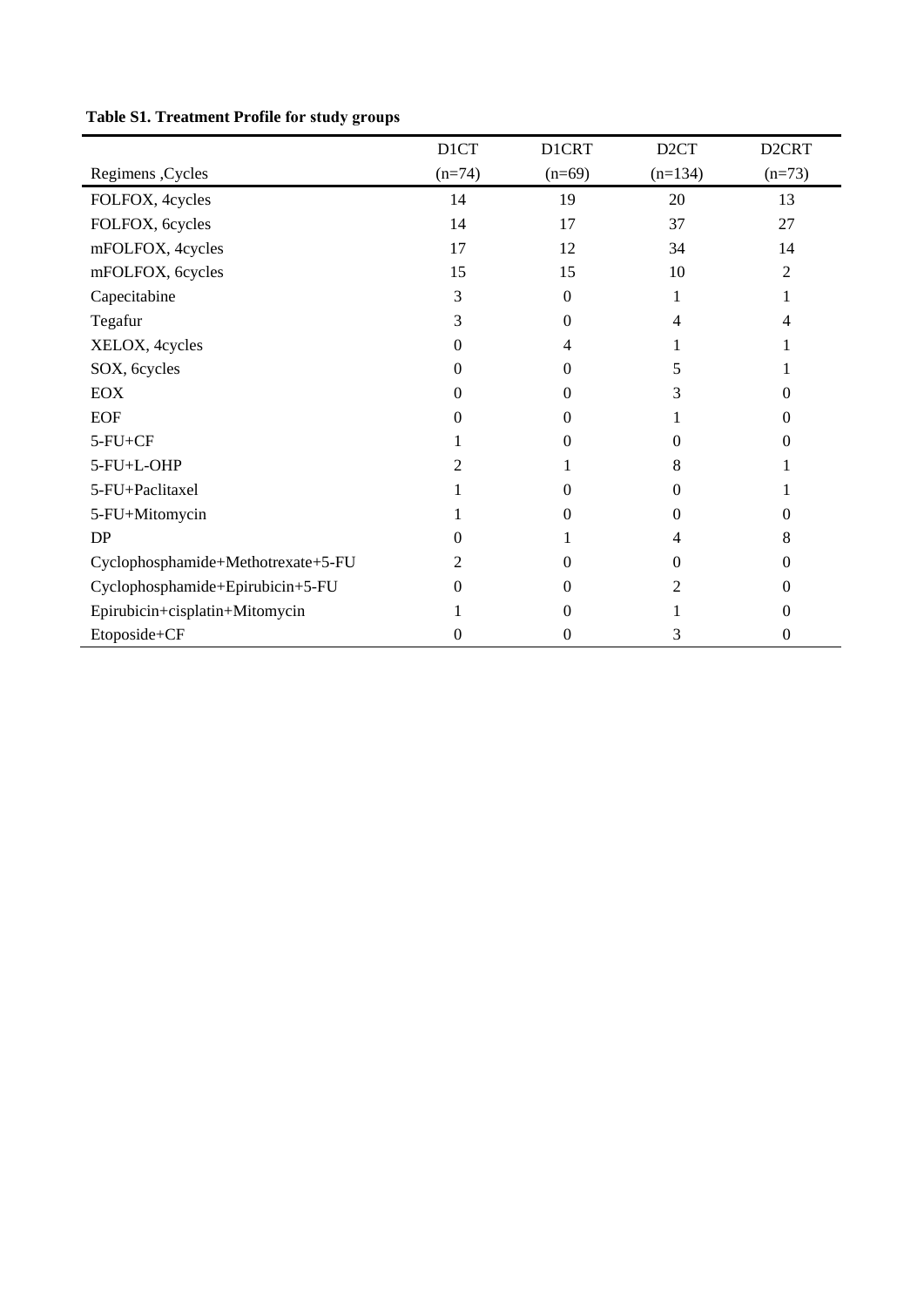**Table S1. Treatment Profile for study groups**

| Regimens ,Cycles | D1CT (n=74) | D1CRT (n=69) | D2CT (n=134) | D2CRT (n=73) |
|---|---|---|---|---|
| FOLFOX, 4cycles | 14 | 19 | 20 | 13 |
| FOLFOX, 6cycles | 14 | 17 | 37 | 27 |
| mFOLFOX, 4cycles | 17 | 12 | 34 | 14 |
| mFOLFOX, 6cycles | 15 | 15 | 10 | 2 |
| Capecitabine | 3 | 0 | 1 | 1 |
| Tegafur | 3 | 0 | 4 | 4 |
| XELOX, 4cycles | 0 | 4 | 1 | 1 |
| SOX, 6cycles | 0 | 0 | 5 | 1 |
| EOX | 0 | 0 | 3 | 0 |
| EOF | 0 | 0 | 1 | 0 |
| 5-FU+CF | 1 | 0 | 0 | 0 |
| 5-FU+L-OHP | 2 | 1 | 8 | 1 |
| 5-FU+Paclitaxel | 1 | 0 | 0 | 1 |
| 5-FU+Mitomycin | 1 | 0 | 0 | 0 |
| DP | 0 | 1 | 4 | 8 |
| Cyclophosphamide+Methotrexate+5-FU | 2 | 0 | 0 | 0 |
| Cyclophosphamide+Epirubicin+5-FU | 0 | 0 | 2 | 0 |
| Epirubicin+cisplatin+Mitomycin | 1 | 0 | 1 | 0 |
| Etoposide+CF | 0 | 0 | 3 | 0 |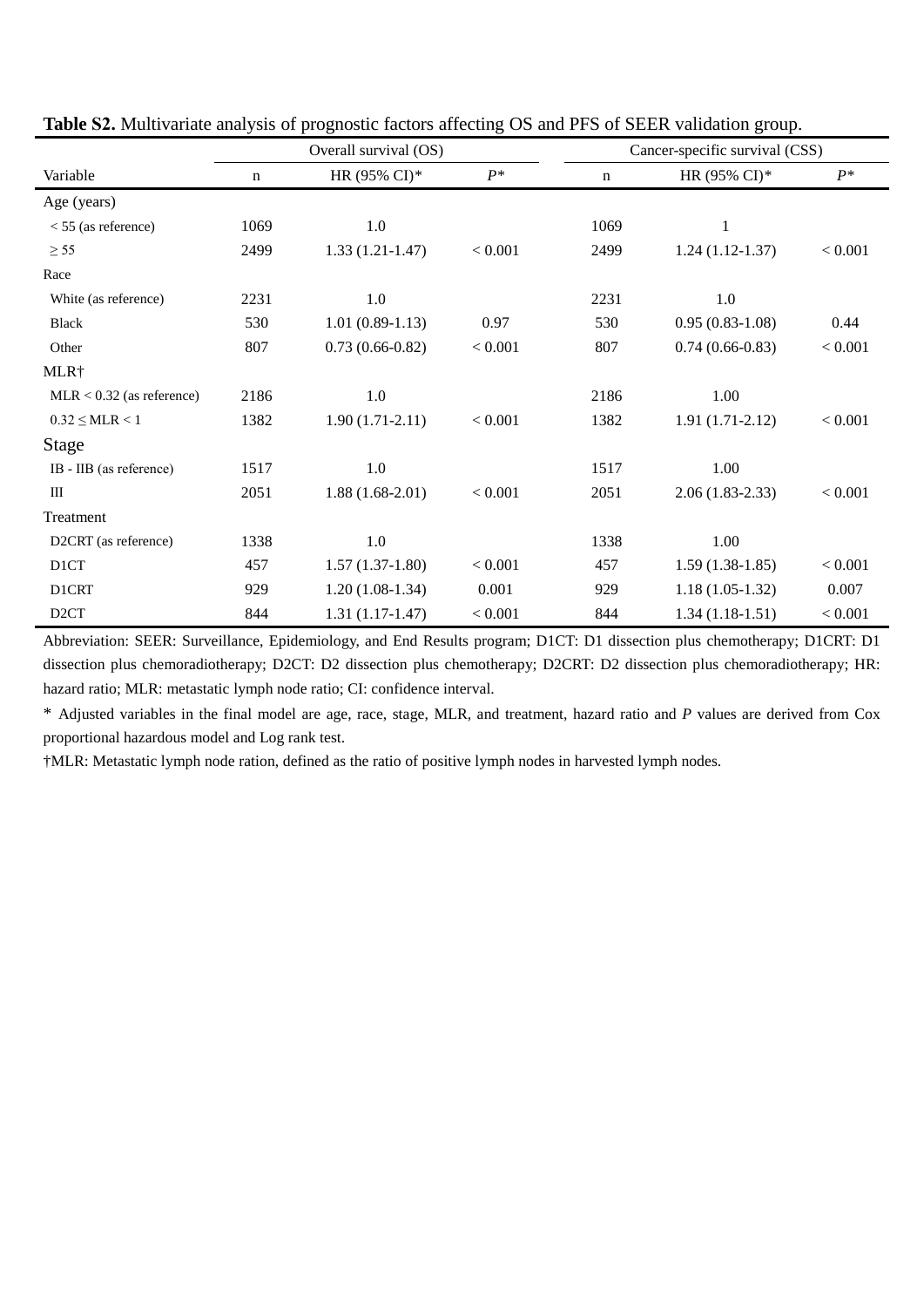**Table S2.** Multivariate analysis of prognostic factors affecting OS and PFS of SEER validation group.

| Variable | Overall survival (OS) | | | Cancer-specific survival (CSS) | | |
|---|---|---|---|---|---|---|
| | n | HR (95% CI)* | *P** | n | HR (95% CI)* | *P** |
| Age (years) | | | | | | |
| < 55 (as reference) | 1069 | 1.0 | | 1069 | 1 | |
| ≥ 55 | 2499 | 1.33 (1.21-1.47) | < 0.001 | 2499 | 1.24 (1.12-1.37) | < 0.001 |
| Race | | | | | | |
| White (as reference) | 2231 | 1.0 | | 2231 | 1.0 | |
| Black | 530 | 1.01 (0.89-1.13) | 0.97 | 530 | 0.95 (0.83-1.08) | 0.44 |
| Other | 807 | 0.73 (0.66-0.82) | < 0.001 | 807 | 0.74 (0.66-0.83) | < 0.001 |
| MLR† | | | | | | |
| MLR < 0.32 (as reference) | 2186 | 1.0 | | 2186 | 1.00 | |
| 0.32 ≤ MLR < 1 | 1382 | 1.90 (1.71-2.11) | < 0.001 | 1382 | 1.91 (1.71-2.12) | < 0.001 |
| Stage | | | | | | |
| IB - IIB (as reference) | 1517 | 1.0 | | 1517 | 1.00 | |
| III | 2051 | 1.88 (1.68-2.01) | < 0.001 | 2051 | 2.06 (1.83-2.33) | < 0.001 |
| Treatment | | | | | | |
| D2CRT (as reference) | 1338 | 1.0 | | 1338 | 1.00 | |
| D1CT | 457 | 1.57 (1.37-1.80) | < 0.001 | 457 | 1.59 (1.38-1.85) | < 0.001 |
| D1CRT | 929 | 1.20 (1.08-1.34) | 0.001 | 929 | 1.18 (1.05-1.32) | 0.007 |
| D2CT | 844 | 1.31 (1.17-1.47) | < 0.001 | 844 | 1.34 (1.18-1.51) | < 0.001 |

Abbreviation: SEER: Surveillance, Epidemiology, and End Results program; D1CT: D1 dissection plus chemotherapy; D1CRT: D1 dissection plus chemoradiotherapy; D2CT: D2 dissection plus chemotherapy; D2CRT: D2 dissection plus chemoradiotherapy; HR: hazard ratio; MLR: metastatic lymph node ratio; CI: confidence interval.

\* Adjusted variables in the final model are age, race, stage, MLR, and treatment, hazard ratio and *P* values are derived from Cox proportional hazardous model and Log rank test.

†MLR: Metastatic lymph node ration, defined as the ratio of positive lymph nodes in harvested lymph nodes.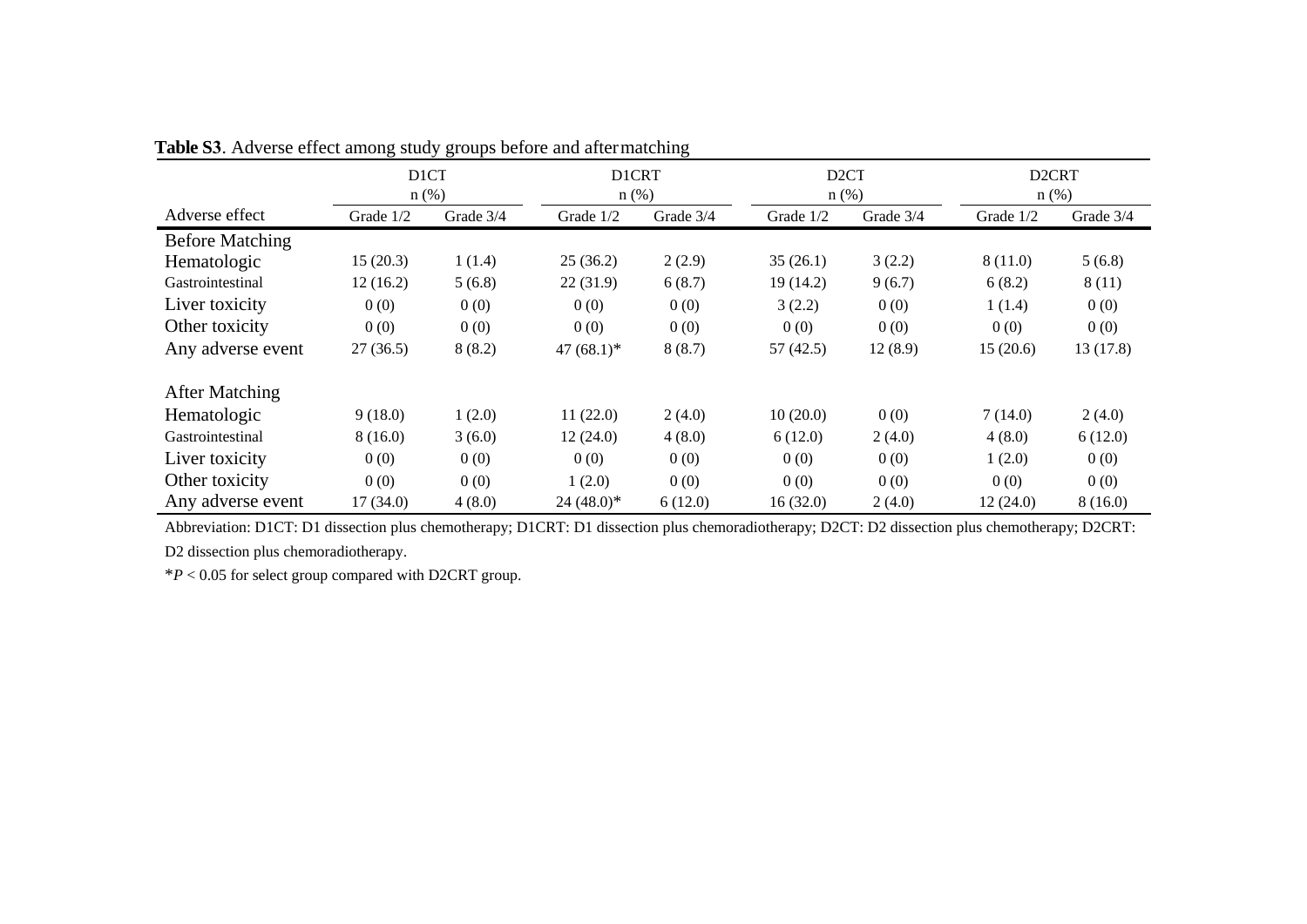**Table S3**. Adverse effect among study groups before and after matching

| | D1CT n (%) | | D1CRT n (%) | | D2CT n (%) | | D2CRT n (%) | |
|---|---|---|---|---|---|---|---|---|
| Adverse effect | Grade 1/2 | Grade 3/4 | Grade 1/2 | Grade 3/4 | Grade 1/2 | Grade 3/4 | Grade 1/2 | Grade 3/4 |
| Before Matching | | | | | | | | |
| Hematologic | 15 (20.3) | 1 (1.4) | 25 (36.2) | 2 (2.9) | 35 (26.1) | 3 (2.2) | 8 (11.0) | 5 (6.8) |
| Gastrointestinal | 12 (16.2) | 5 (6.8) | 22 (31.9) | 6 (8.7) | 19 (14.2) | 9 (6.7) | 6 (8.2) | 8 (11) |
| Liver toxicity | 0 (0) | 0 (0) | 0 (0) | 0 (0) | 3 (2.2) | 0 (0) | 1 (1.4) | 0 (0) |
| Other toxicity | 0 (0) | 0 (0) | 0 (0) | 0 (0) | 0 (0) | 0 (0) | 0 (0) | 0 (0) |
| Any adverse event | 27 (36.5) | 8 (8.2) | 47 (68.1)* | 8 (8.7) | 57 (42.5) | 12 (8.9) | 15 (20.6) | 13 (17.8) |
| After Matching | | | | | | | | |
| Hematologic | 9 (18.0) | 1 (2.0) | 11 (22.0) | 2 (4.0) | 10 (20.0) | 0 (0) | 7 (14.0) | 2 (4.0) |
| Gastrointestinal | 8 (16.0) | 3 (6.0) | 12 (24.0) | 4 (8.0) | 6 (12.0) | 2 (4.0) | 4 (8.0) | 6 (12.0) |
| Liver toxicity | 0 (0) | 0 (0) | 0 (0) | 0 (0) | 0 (0) | 0 (0) | 1 (2.0) | 0 (0) |
| Other toxicity | 0 (0) | 0 (0) | 1 (2.0) | 0 (0) | 0 (0) | 0 (0) | 0 (0) | 0 (0) |
| Any adverse event | 17 (34.0) | 4 (8.0) | 24 (48.0)* | 6 (12.0) | 16 (32.0) | 2 (4.0) | 12 (24.0) | 8 (16.0) |

Abbreviation: D1CT: D1 dissection plus chemotherapy; D1CRT: D1 dissection plus chemoradiotherapy; D2CT: D2 dissection plus chemotherapy; D2CRT: D2 dissection plus chemoradiotherapy.

*$P < 0.05$ for select group compared with D2CRT group.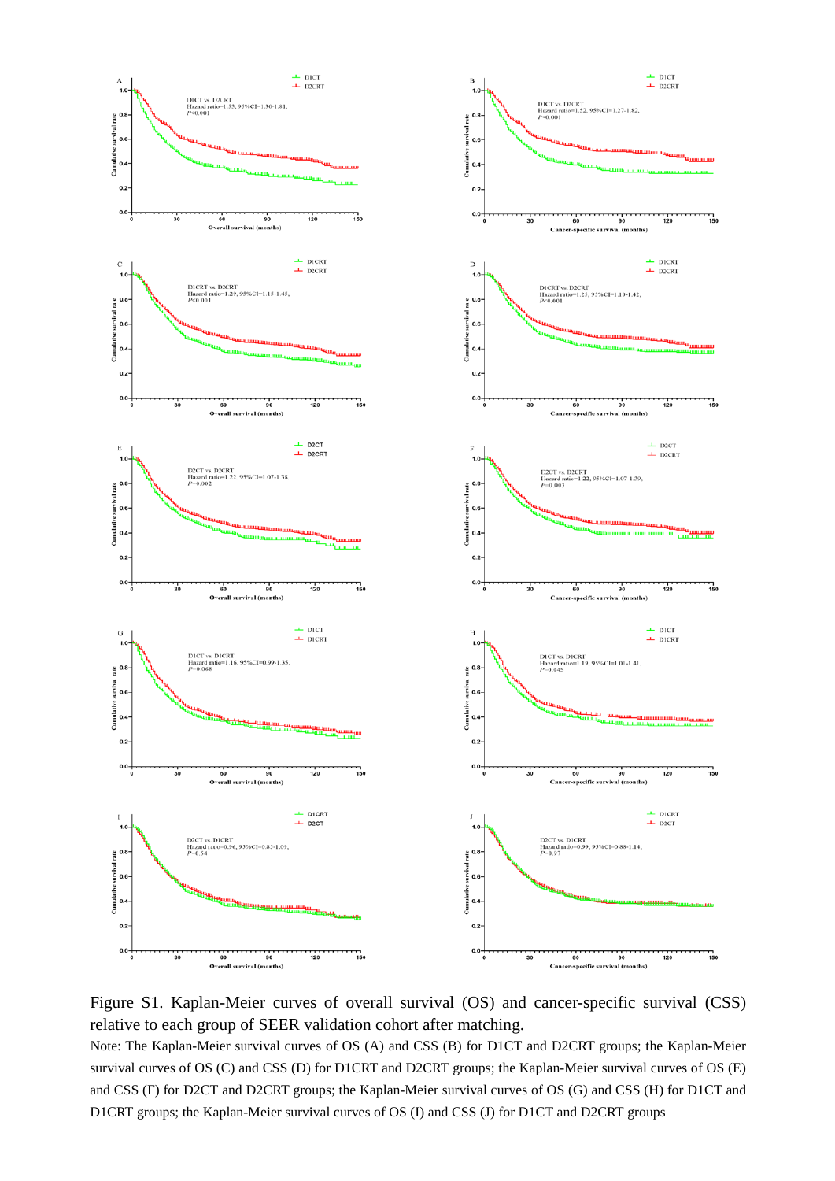Figure S1. Kaplan-Meier curves of overall survival (OS) and cancer-specific survival (CSS) relative to each group of SEER validation cohort after matching.

Note: The Kaplan-Meier survival curves of OS (A) and CSS (B) for D1CT and D2CRT groups; the Kaplan-Meier survival curves of OS (C) and CSS (D) for D1CRT and D2CRT groups; the Kaplan-Meier survival curves of OS (E) and CSS (F) for D2CT and D2CRT groups; the Kaplan-Meier survival curves of OS (G) and CSS (H) for D1CT and D1CRT groups; the Kaplan-Meier survival curves of OS (I) and CSS (J) for D1CT and D2CRT groups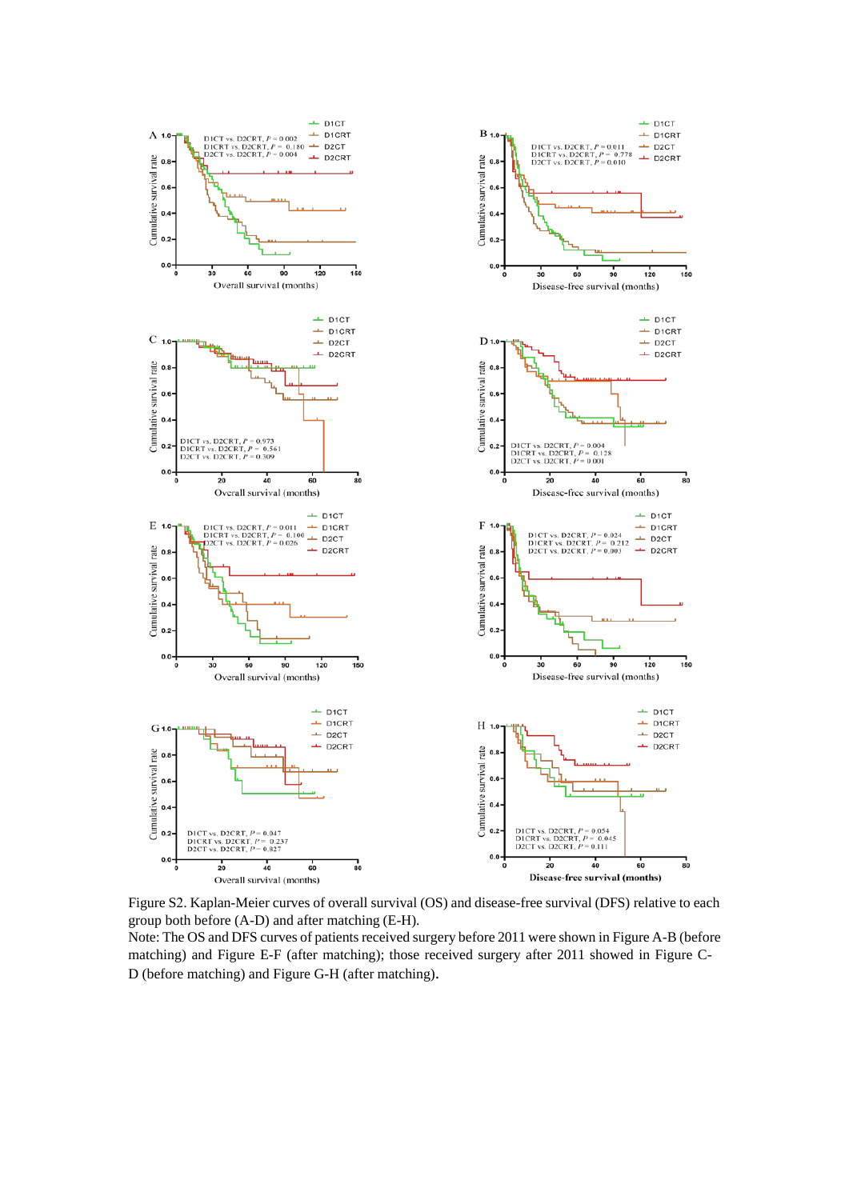A

D1CT vs. D2CRT, $P = 0.002$
D1CRT vs. D2CRT, $P = 0.180$
D2CT vs. D2CRT, $P = 0.004$

D1CT
D1CRT
D2CT
D2CRT

Cumulative survival rate

1.0
0.8
0.6
0.4
0.2
0.0

0
30
60
90
120
150

Overall survival (months)

B

D1CT vs. D2CRT, $P = 0.011$
D1CRT vs. D2CRT, $P = 0.778$
D2CT vs. D2CRT, $P = 0.010$

D1CT
D1CRT
D2CT
D2CRT

Cumulative survival rate

1.0
0.8
0.6
0.4
0.2
0.0

0
30
60
90
120
150

Disease-free survival (months)

C

D1CT vs. D2CRT, $P = 0.973$
D1CRT vs. D2CRT, $P = 0.561$
D2CT vs. D2CRT, $P = 0.309$

D1CT
D1CRT
D2CT
D2CRT

Cumulative survival rate

1.0
0.8
0.6
0.4
0.2
0.0

0
20
40
60
80

Overall survival (months)

D

D1CT vs. D2CRT, $P = 0.004$
D1CRT vs. D2CRT, $P = 0.128$
D2CT vs. D2CRT, $P = 0.001$

D1CT
D1CRT
D2CT
D2CRT

Cumulative survival rate

1.0
0.8
0.6
0.4
0.2
0.0

0
20
40
60
80

Disease-free survival (months)

E

D1CT vs. D2CRT, $P = 0.011$
D1CRT vs. D2CRT, $P = 0.100$
D2CT vs. D2CRT, $P = 0.026$

D1CT
D1CRT
D2CT
D2CRT

Cumulative survival rate

1.0
0.8
0.6
0.4
0.2
0.0

0
30
60
90
120
150

Overall survival (months)

F

D1CT vs. D2CRT, $P = 0.024$
D1CRT vs. D2CRT, $P = 0.212$
D2CT vs. D2CRT, $P = 0.003$

D1CT
D1CRT
D2CT
D2CRT

Cumulative survival rate

1.0
0.8
0.6
0.4
0.2
0.0

0
30
60
90
120
150

Disease-free survival (months)

G

D1CT vs. D2CRT, $P = 0.047$
D1CRT vs. D2CRT, $P = 0.237$
D2CT vs. D2CRT, $P = 0.827$

D1CT
D1CRT
D2CT
D2CRT

Cumulative survival rate

1.0
0.8
0.6
0.4
0.2
0.0

0
20
40
60
80

Overall survival (months)

H

D1CT vs. D2CRT, $P = 0.054$
D1CRT vs. D2CRT, $P = 0.045$
D2CT vs. D2CRT, $P = 0.111$

D1CT
D1CRT
D2CT
D2CRT

Cumulative survival rate

1.0
0.8
0.6
0.4
0.2
0.0

0
20
40
60
80

Disease-free survival (months)

Figure S2. Kaplan-Meier curves of overall survival (OS) and disease-free survival (DFS) relative to each group both before (A-D) and after matching (E-H).

Note: The OS and DFS curves of patients received surgery before 2011 were shown in Figure A-B (before matching) and Figure E-F (after matching); those received surgery after 2011 showed in Figure C-D (before matching) and Figure G-H (after matching).